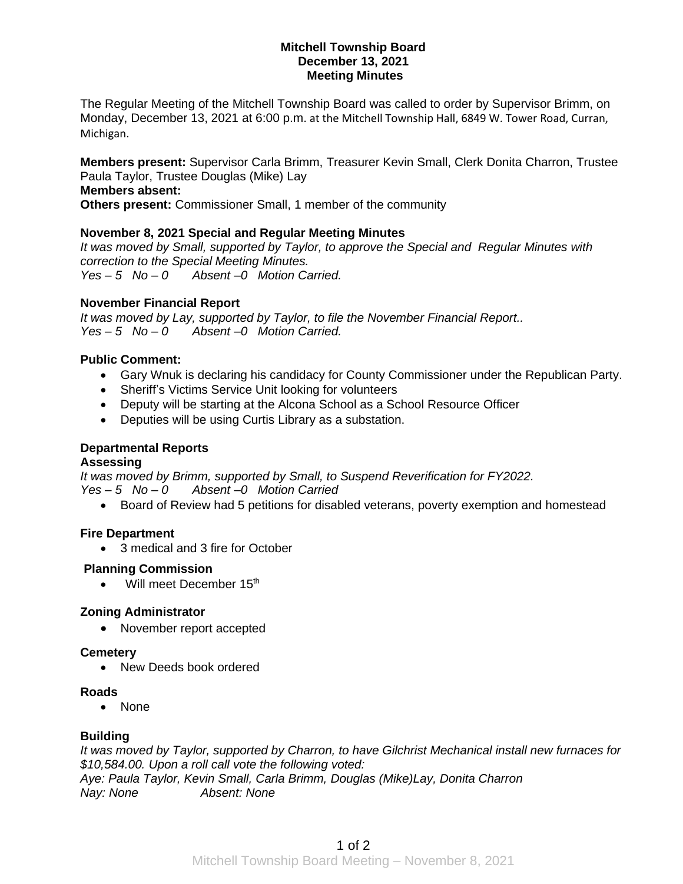**Mitchell Township Board**
**December 13, 2021**
**Meeting Minutes**

The Regular Meeting of the Mitchell Township Board was called to order by Supervisor Brimm, on Monday, December 13, 2021 at 6:00 p.m. at the Mitchell Township Hall, 6849 W. Tower Road, Curran, Michigan.

**Members present:** Supervisor Carla Brimm, Treasurer Kevin Small, Clerk Donita Charron, Trustee Paula Taylor, Trustee Douglas (Mike) Lay
**Members absent:**
**Others present:** Commissioner Small, 1 member of the community

**November 8, 2021 Special and Regular Meeting Minutes**
*It was moved by Small, supported by Taylor, to approve the Special and Regular Minutes with correction to the Special Meeting Minutes.*
*Yes – 5 No – 0 Absent –0 Motion Carried.*

**November Financial Report**
*It was moved by Lay, supported by Taylor, to file the November Financial Report..*
*Yes – 5 No – 0 Absent –0 Motion Carried.*

**Public Comment:**

- Gary Wnuk is declaring his candidacy for County Commissioner under the Republican Party.
- Sheriff's Victims Service Unit looking for volunteers
- Deputy will be starting at the Alcona School as a School Resource Officer
- Deputies will be using Curtis Library as a substation.

**Departmental Reports**
**Assessing**
*It was moved by Brimm, supported by Small, to Suspend Reverification for FY2022.*
*Yes – 5 No – 0 Absent –0 Motion Carried*

- Board of Review had 5 petitions for disabled veterans, poverty exemption and homestead

**Fire Department**

- 3 medical and 3 fire for October

**Planning Commission**

- Will meet December 15th

**Zoning Administrator**

- November report accepted

**Cemetery**

- New Deeds book ordered

**Roads**

- None

**Building**
*It was moved by Taylor, supported by Charron, to have Gilchrist Mechanical install new furnaces for $10,584.00. Upon a roll call vote the following voted:*
*Aye: Paula Taylor, Kevin Small, Carla Brimm, Douglas (Mike)Lay, Donita Charron*
*Nay: None Absent: None*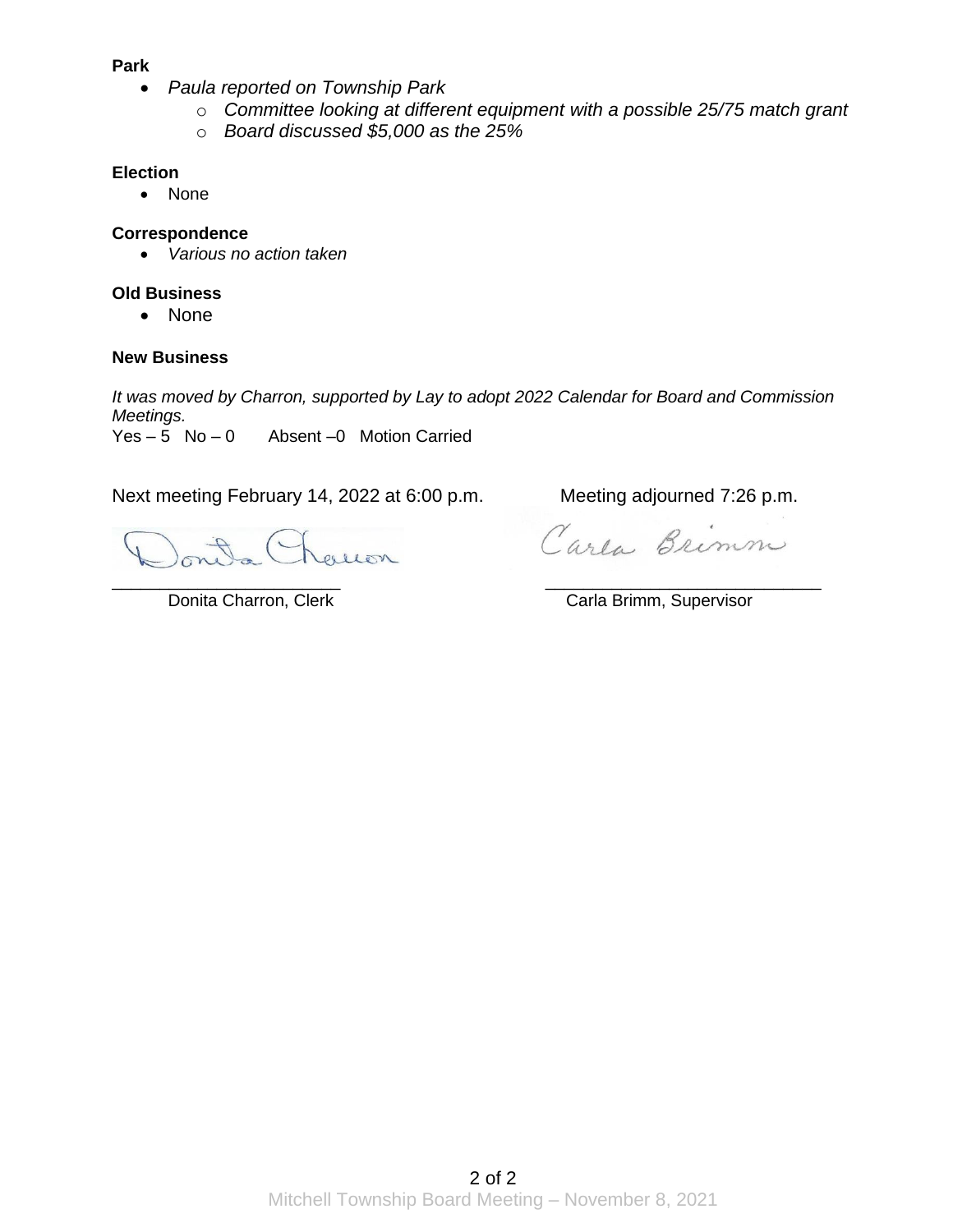**Park**

- *Paula reported on Township Park*
  - *Committee looking at different equipment with a possible 25/75 match grant*
  - *Board discussed $5,000 as the 25%*

**Election**

- None

**Correspondence**

- *Various no action taken*

**Old Business**

- None

**New Business**

*It was moved by Charron, supported by Lay to adopt 2022 Calendar for Board and Commission Meetings.*
Yes – 5 No – 0 Absent –0 Motion Carried

Next meeting February 14, 2022 at 6:00 p.m. Meeting adjourned 7:26 p.m.

Donita Charron

\_\_\_\_\_\_\_\_\_\_\_\_\_\_\_\_\_\_\_\_\_\_\_\_
Donita Charron, Clerk

Carla Brimm

\_\_\_\_\_\_\_\_\_\_\_\_\_\_\_\_\_\_\_\_\_\_\_\_
Carla Brimm, Supervisor